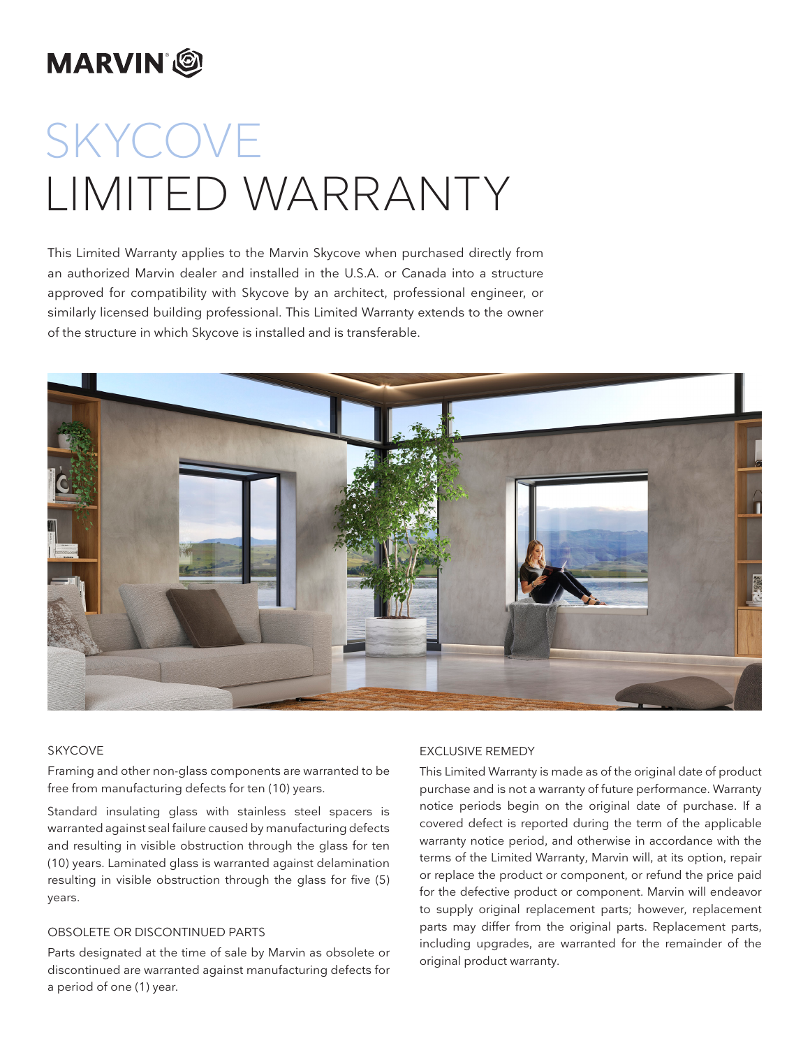MARVIN

# SKYCOVE LIMITED WARRANTY

This Limited Warranty applies to the Marvin Skycove when purchased directly from an authorized Marvin dealer and installed in the U.S.A. or Canada into a structure approved for compatibility with Skycove by an architect, professional engineer, or similarly licensed building professional. This Limited Warranty extends to the owner of the structure in which Skycove is installed and is transferable.

## SKYCOVE

Framing and other non-glass components are warranted to be free from manufacturing defects for ten (10) years.

Standard insulating glass with stainless steel spacers is warranted against seal failure caused by manufacturing defects and resulting in visible obstruction through the glass for ten (10) years. Laminated glass is warranted against delamination resulting in visible obstruction through the glass for five (5) years.

## OBSOLETE OR DISCONTINUED PARTS

Parts designated at the time of sale by Marvin as obsolete or discontinued are warranted against manufacturing defects for a period of one (1) year.

## EXCLUSIVE REMEDY

This Limited Warranty is made as of the original date of product purchase and is not a warranty of future performance. Warranty notice periods begin on the original date of purchase. If a covered defect is reported during the term of the applicable warranty notice period, and otherwise in accordance with the terms of the Limited Warranty, Marvin will, at its option, repair or replace the product or component, or refund the price paid for the defective product or component. Marvin will endeavor to supply original replacement parts; however, replacement parts may differ from the original parts. Replacement parts, including upgrades, are warranted for the remainder of the original product warranty.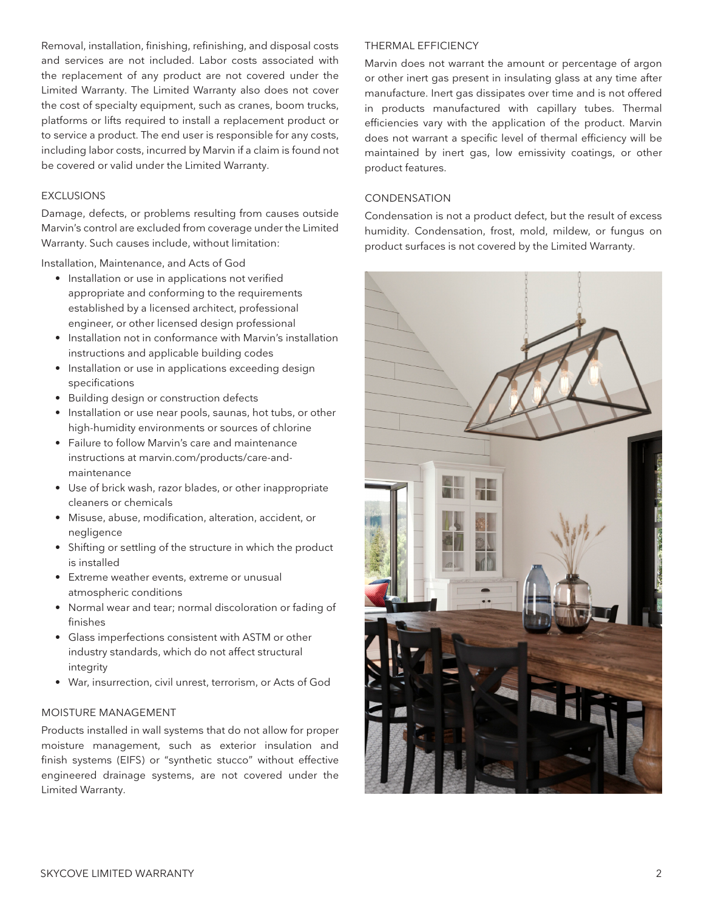Removal, installation, finishing, refinishing, and disposal costs and services are not included. Labor costs associated with the replacement of any product are not covered under the Limited Warranty. The Limited Warranty also does not cover the cost of specialty equipment, such as cranes, boom trucks, platforms or lifts required to install a replacement product or to service a product. The end user is responsible for any costs, including labor costs, incurred by Marvin if a claim is found not be covered or valid under the Limited Warranty.

## EXCLUSIONS

Damage, defects, or problems resulting from causes outside Marvin's control are excluded from coverage under the Limited Warranty. Such causes include, without limitation:

Installation, Maintenance, and Acts of God

- Installation or use in applications not verified appropriate and conforming to the requirements established by a licensed architect, professional engineer, or other licensed design professional
- Installation not in conformance with Marvin's installation instructions and applicable building codes
- Installation or use in applications exceeding design specifications
- Building design or construction defects
- Installation or use near pools, saunas, hot tubs, or other high-humidity environments or sources of chlorine
- Failure to follow Marvin's care and maintenance instructions at marvin.com/products/care-and-maintenance
- Use of brick wash, razor blades, or other inappropriate cleaners or chemicals
- Misuse, abuse, modification, alteration, accident, or negligence
- Shifting or settling of the structure in which the product is installed
- Extreme weather events, extreme or unusual atmospheric conditions
- Normal wear and tear; normal discoloration or fading of finishes
- Glass imperfections consistent with ASTM or other industry standards, which do not affect structural integrity
- War, insurrection, civil unrest, terrorism, or Acts of God

## MOISTURE MANAGEMENT

Products installed in wall systems that do not allow for proper moisture management, such as exterior insulation and finish systems (EIFS) or "synthetic stucco" without effective engineered drainage systems, are not covered under the Limited Warranty.

## THERMAL EFFICIENCY

Marvin does not warrant the amount or percentage of argon or other inert gas present in insulating glass at any time after manufacture. Inert gas dissipates over time and is not offered in products manufactured with capillary tubes. Thermal efficiencies vary with the application of the product. Marvin does not warrant a specific level of thermal efficiency will be maintained by inert gas, low emissivity coatings, or other product features.

## CONDENSATION

Condensation is not a product defect, but the result of excess humidity. Condensation, frost, mold, mildew, or fungus on product surfaces is not covered by the Limited Warranty.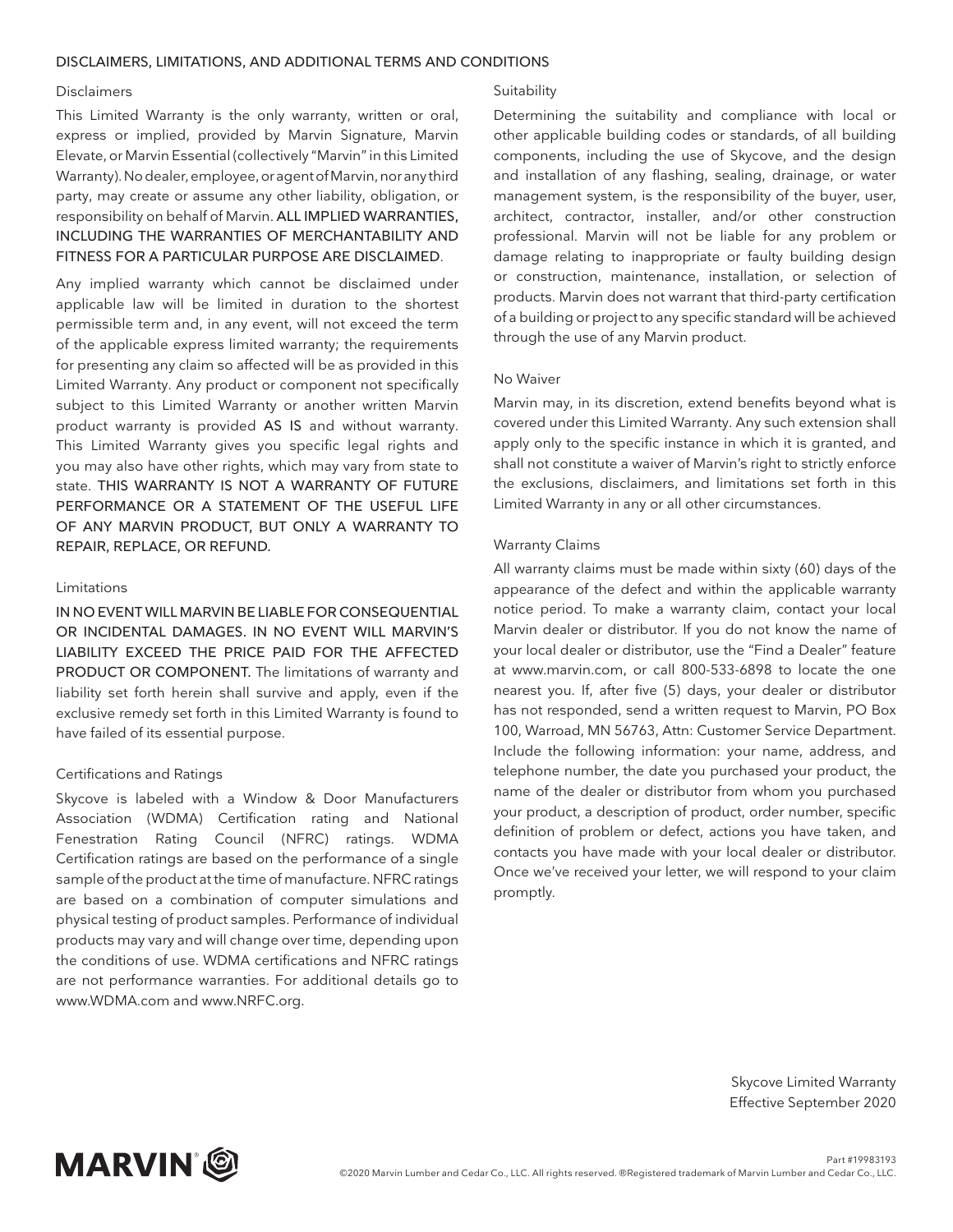## DISCLAIMERS, LIMITATIONS, AND ADDITIONAL TERMS AND CONDITIONS

### Disclaimers

This Limited Warranty is the only warranty, written or oral, express or implied, provided by Marvin Signature, Marvin Elevate, or Marvin Essential (collectively "Marvin" in this Limited Warranty). No dealer, employee, or agent of Marvin, nor any third party, may create or assume any other liability, obligation, or responsibility on behalf of Marvin. ALL IMPLIED WARRANTIES, INCLUDING THE WARRANTIES OF MERCHANTABILITY AND FITNESS FOR A PARTICULAR PURPOSE ARE DISCLAIMED.

Any implied warranty which cannot be disclaimed under applicable law will be limited in duration to the shortest permissible term and, in any event, will not exceed the term of the applicable express limited warranty; the requirements for presenting any claim so affected will be as provided in this Limited Warranty. Any product or component not specifically subject to this Limited Warranty or another written Marvin product warranty is provided AS IS and without warranty. This Limited Warranty gives you specific legal rights and you may also have other rights, which may vary from state to state. THIS WARRANTY IS NOT A WARRANTY OF FUTURE PERFORMANCE OR A STATEMENT OF THE USEFUL LIFE OF ANY MARVIN PRODUCT, BUT ONLY A WARRANTY TO REPAIR, REPLACE, OR REFUND.

### Limitations

IN NO EVENT WILL MARVIN BE LIABLE FOR CONSEQUENTIAL OR INCIDENTAL DAMAGES. IN NO EVENT WILL MARVIN'S LIABILITY EXCEED THE PRICE PAID FOR THE AFFECTED PRODUCT OR COMPONENT. The limitations of warranty and liability set forth herein shall survive and apply, even if the exclusive remedy set forth in this Limited Warranty is found to have failed of its essential purpose.

### Certifications and Ratings

Skycove is labeled with a Window & Door Manufacturers Association (WDMA) Certification rating and National Fenestration Rating Council (NFRC) ratings. WDMA Certification ratings are based on the performance of a single sample of the product at the time of manufacture. NFRC ratings are based on a combination of computer simulations and physical testing of product samples. Performance of individual products may vary and will change over time, depending upon the conditions of use. WDMA certifications and NFRC ratings are not performance warranties. For additional details go to www.WDMA.com and www.NRFC.org.

### Suitability

Determining the suitability and compliance with local or other applicable building codes or standards, of all building components, including the use of Skycove, and the design and installation of any flashing, sealing, drainage, or water management system, is the responsibility of the buyer, user, architect, contractor, installer, and/or other construction professional. Marvin will not be liable for any problem or damage relating to inappropriate or faulty building design or construction, maintenance, installation, or selection of products. Marvin does not warrant that third-party certification of a building or project to any specific standard will be achieved through the use of any Marvin product.

### No Waiver

Marvin may, in its discretion, extend benefits beyond what is covered under this Limited Warranty. Any such extension shall apply only to the specific instance in which it is granted, and shall not constitute a waiver of Marvin's right to strictly enforce the exclusions, disclaimers, and limitations set forth in this Limited Warranty in any or all other circumstances.

### Warranty Claims

All warranty claims must be made within sixty (60) days of the appearance of the defect and within the applicable warranty notice period. To make a warranty claim, contact your local Marvin dealer or distributor. If you do not know the name of your local dealer or distributor, use the "Find a Dealer" feature at www.marvin.com, or call 800-533-6898 to locate the one nearest you. If, after five (5) days, your dealer or distributor has not responded, send a written request to Marvin, PO Box 100, Warroad, MN 56763, Attn: Customer Service Department. Include the following information: your name, address, and telephone number, the date you purchased your product, the name of the dealer or distributor from whom you purchased your product, a description of product, order number, specific definition of problem or defect, actions you have taken, and contacts you have made with your local dealer or distributor. Once we've received your letter, we will respond to your claim promptly.

Skycove Limited Warranty
Effective September 2020

MARVIN®

Part #19983193
©2020 Marvin Lumber and Cedar Co., LLC. All rights reserved. ®Registered trademark of Marvin Lumber and Cedar Co., LLC.